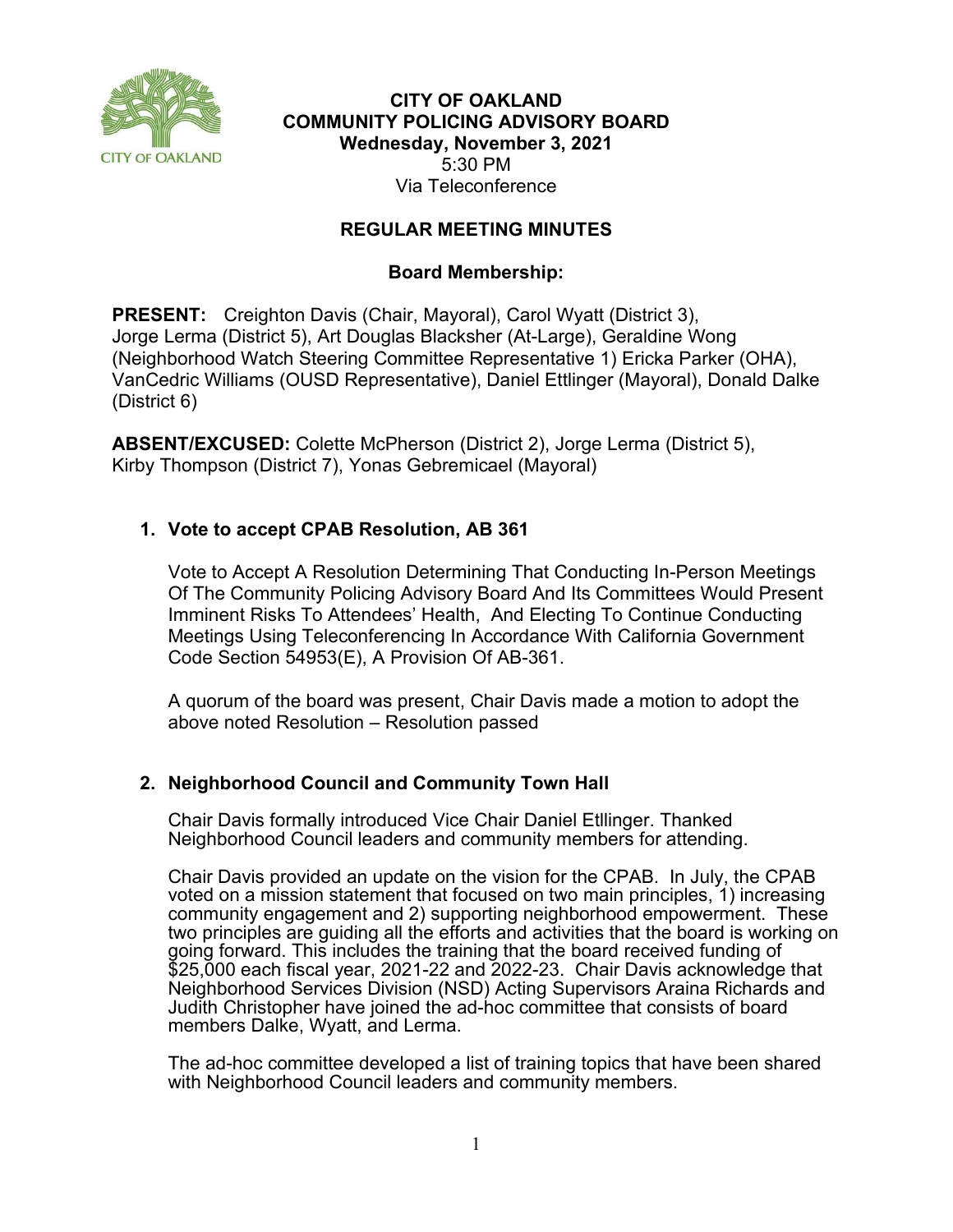**CITY OF OAKLAND**
**COMMUNITY POLICING ADVISORY BOARD**
**Wednesday, November 3, 2021**
5:30 PM
Via Teleconference

## REGULAR MEETING MINUTES

### Board Membership:

**PRESENT:** Creighton Davis (Chair, Mayoral), Carol Wyatt (District 3), Jorge Lerma (District 5), Art Douglas Blacksher (At-Large), Geraldine Wong (Neighborhood Watch Steering Committee Representative 1) Ericka Parker (OHA), VanCedric Williams (OUSD Representative), Daniel Ettlinger (Mayoral), Donald Dalke (District 6)

**ABSENT/EXCUSED:** Colette McPherson (District 2), Jorge Lerma (District 5), Kirby Thompson (District 7), Yonas Gebremicael (Mayoral)

1. **Vote to accept CPAB Resolution, AB 361**

   Vote to Accept A Resolution Determining That Conducting In-Person Meetings Of The Community Policing Advisory Board And Its Committees Would Present Imminent Risks To Attendees' Health, And Electing To Continue Conducting Meetings Using Teleconferencing In Accordance With California Government Code Section 54953(E), A Provision Of AB-361.

   A quorum of the board was present, Chair Davis made a motion to adopt the above noted Resolution – Resolution passed

2. **Neighborhood Council and Community Town Hall**

   Chair Davis formally introduced Vice Chair Daniel Etllinger. Thanked Neighborhood Council leaders and community members for attending.

   Chair Davis provided an update on the vision for the CPAB. In July, the CPAB voted on a mission statement that focused on two main principles, 1) increasing community engagement and 2) supporting neighborhood empowerment. These two principles are guiding all the efforts and activities that the board is working on going forward. This includes the training that the board received funding of $25,000 each fiscal year, 2021-22 and 2022-23. Chair Davis acknowledge that Neighborhood Services Division (NSD) Acting Supervisors Araina Richards and Judith Christopher have joined the ad-hoc committee that consists of board members Dalke, Wyatt, and Lerma.

   The ad-hoc committee developed a list of training topics that have been shared with Neighborhood Council leaders and community members.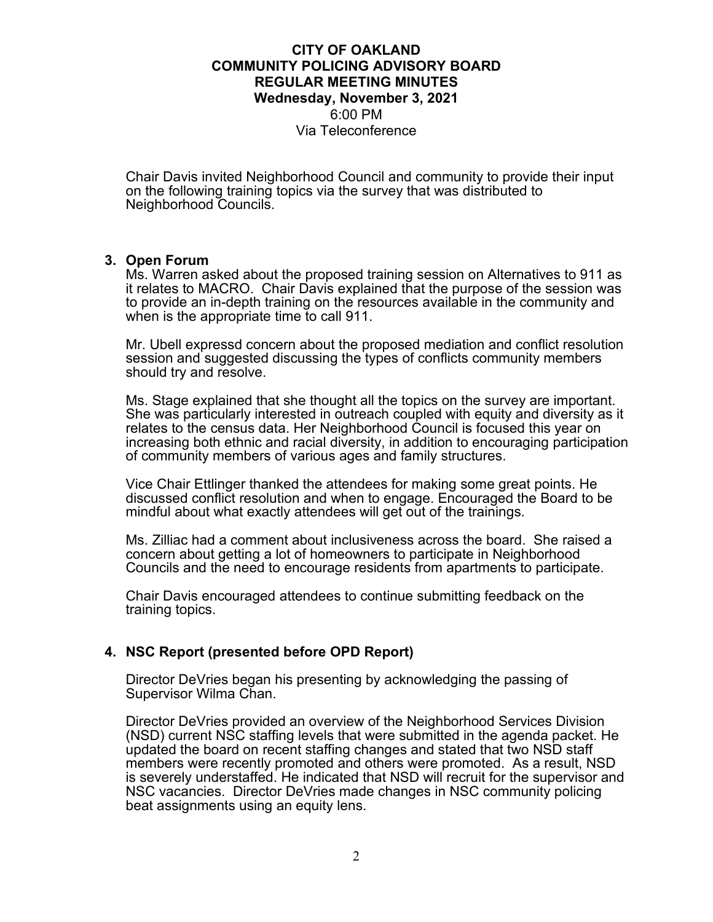# CITY OF OAKLAND
# COMMUNITY POLICING ADVISORY BOARD
# REGULAR MEETING MINUTES
**Wednesday, November 3, 2021**
6:00 PM
Via Teleconference

Chair Davis invited Neighborhood Council and community to provide their input on the following training topics via the survey that was distributed to Neighborhood Councils.

## 3. Open Forum

Ms. Warren asked about the proposed training session on Alternatives to 911 as it relates to MACRO. Chair Davis explained that the purpose of the session was to provide an in-depth training on the resources available in the community and when is the appropriate time to call 911.

Mr. Ubell expressd concern about the proposed mediation and conflict resolution session and suggested discussing the types of conflicts community members should try and resolve.

Ms. Stage explained that she thought all the topics on the survey are important. She was particularly interested in outreach coupled with equity and diversity as it relates to the census data. Her Neighborhood Council is focused this year on increasing both ethnic and racial diversity, in addition to encouraging participation of community members of various ages and family structures.

Vice Chair Ettlinger thanked the attendees for making some great points. He discussed conflict resolution and when to engage. Encouraged the Board to be mindful about what exactly attendees will get out of the trainings.

Ms. Zilliac had a comment about inclusiveness across the board. She raised a concern about getting a lot of homeowners to participate in Neighborhood Councils and the need to encourage residents from apartments to participate.

Chair Davis encouraged attendees to continue submitting feedback on the training topics.

## 4. NSC Report (presented before OPD Report)

Director DeVries began his presenting by acknowledging the passing of Supervisor Wilma Chan.

Director DeVries provided an overview of the Neighborhood Services Division (NSD) current NSC staffing levels that were submitted in the agenda packet. He updated the board on recent staffing changes and stated that two NSD staff members were recently promoted and others were promoted. As a result, NSD is severely understaffed. He indicated that NSD will recruit for the supervisor and NSC vacancies. Director DeVries made changes in NSC community policing beat assignments using an equity lens.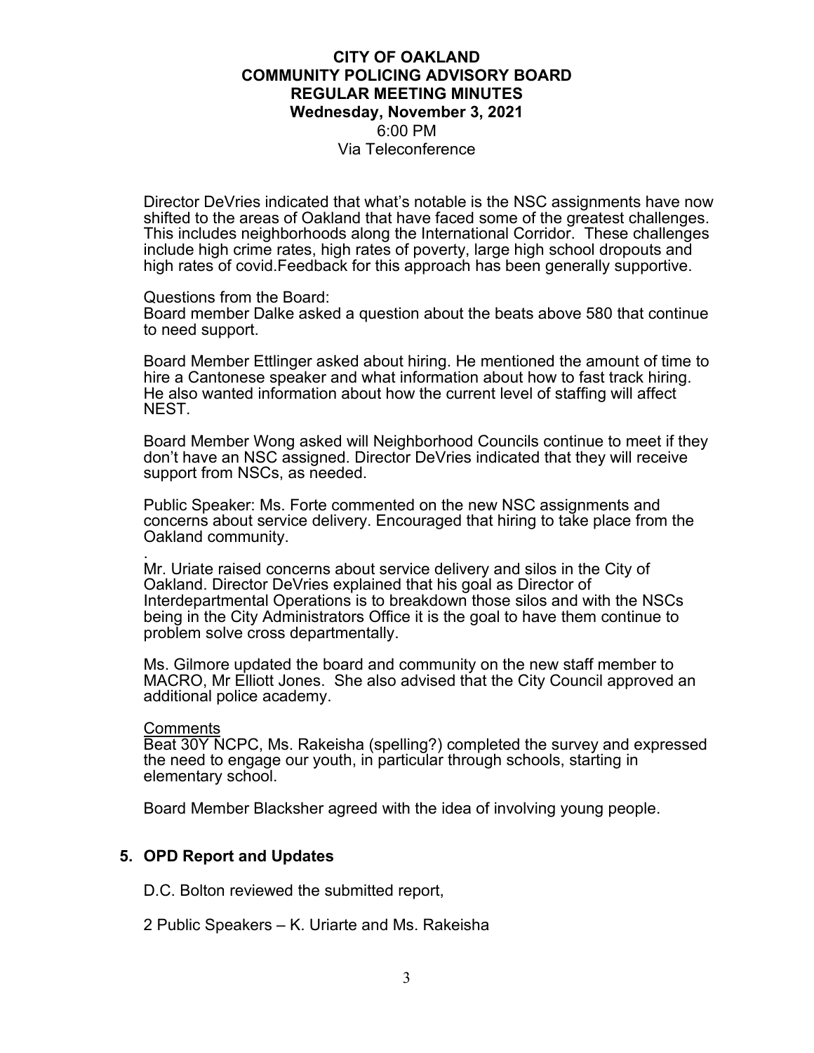# CITY OF OAKLAND
# COMMUNITY POLICING ADVISORY BOARD
# REGULAR MEETING MINUTES
**Wednesday, November 3, 2021**
6:00 PM
Via Teleconference

Director DeVries indicated that what's notable is the NSC assignments have now shifted to the areas of Oakland that have faced some of the greatest challenges. This includes neighborhoods along the International Corridor. These challenges include high crime rates, high rates of poverty, large high school dropouts and high rates of covid.Feedback for this approach has been generally supportive.

Questions from the Board:
Board member Dalke asked a question about the beats above 580 that continue to need support.

Board Member Ettlinger asked about hiring. He mentioned the amount of time to hire a Cantonese speaker and what information about how to fast track hiring. He also wanted information about how the current level of staffing will affect NEST.

Board Member Wong asked will Neighborhood Councils continue to meet if they don't have an NSC assigned. Director DeVries indicated that they will receive support from NSCs, as needed.

Public Speaker: Ms. Forte commented on the new NSC assignments and concerns about service delivery. Encouraged that hiring to take place from the Oakland community.

.
Mr. Uriate raised concerns about service delivery and silos in the City of Oakland. Director DeVries explained that his goal as Director of Interdepartmental Operations is to breakdown those silos and with the NSCs being in the City Administrators Office it is the goal to have them continue to problem solve cross departmentally.

Ms. Gilmore updated the board and community on the new staff member to MACRO, Mr Elliott Jones. She also advised that the City Council approved an additional police academy.

<u>Comments</u>
Beat 30Y NCPC, Ms. Rakeisha (spelling?) completed the survey and expressed the need to engage our youth, in particular through schools, starting in elementary school.

Board Member Blacksher agreed with the idea of involving young people.

## 5. OPD Report and Updates

D.C. Bolton reviewed the submitted report,

2 Public Speakers – K. Uriarte and Ms. Rakeisha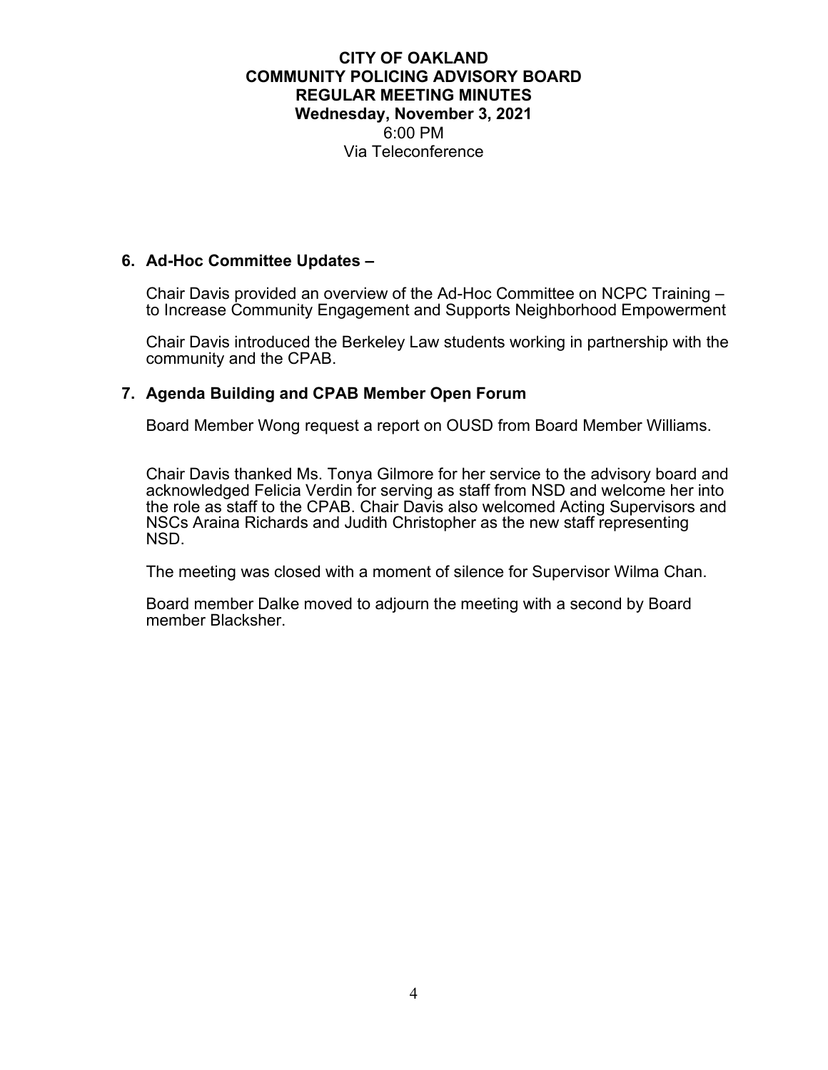**CITY OF OAKLAND**
**COMMUNITY POLICING ADVISORY BOARD**
**REGULAR MEETING MINUTES**
**Wednesday, November 3, 2021**
6:00 PM
Via Teleconference

## 6. Ad-Hoc Committee Updates –

Chair Davis provided an overview of the Ad-Hoc Committee on NCPC Training – to Increase Community Engagement and Supports Neighborhood Empowerment

Chair Davis introduced the Berkeley Law students working in partnership with the community and the CPAB.

## 7. Agenda Building and CPAB Member Open Forum

Board Member Wong request a report on OUSD from Board Member Williams.

Chair Davis thanked Ms. Tonya Gilmore for her service to the advisory board and acknowledged Felicia Verdin for serving as staff from NSD and welcome her into the role as staff to the CPAB. Chair Davis also welcomed Acting Supervisors and NSCs Araina Richards and Judith Christopher as the new staff representing NSD.

The meeting was closed with a moment of silence for Supervisor Wilma Chan.

Board member Dalke moved to adjourn the meeting with a second by Board member Blacksher.